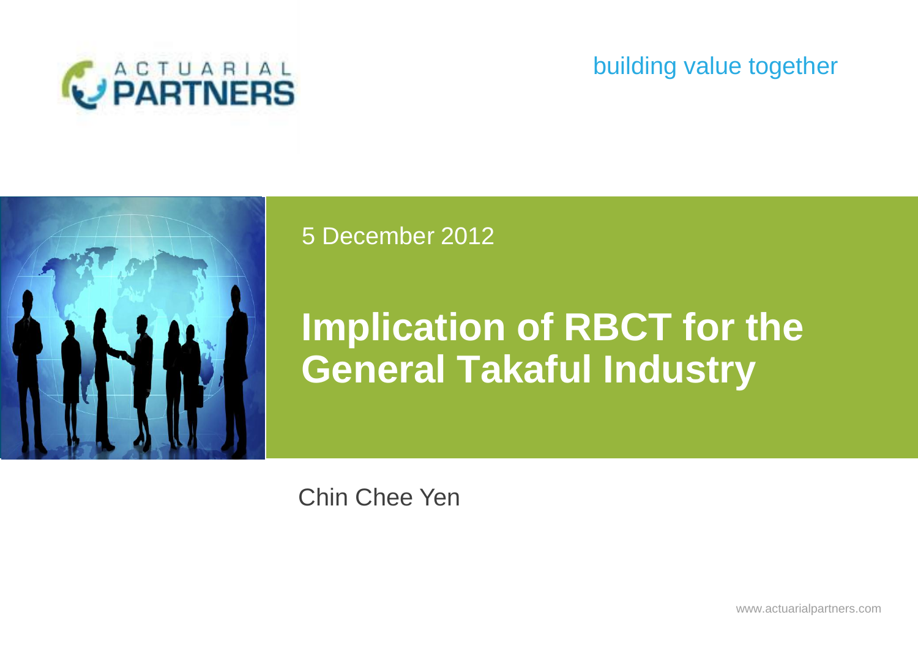ACTUARIAL PARTNERS

building value together

5 December 2012

# Implication of RBCT for the General Takaful Industry

Chin Chee Yen

www.actuarialpartners.com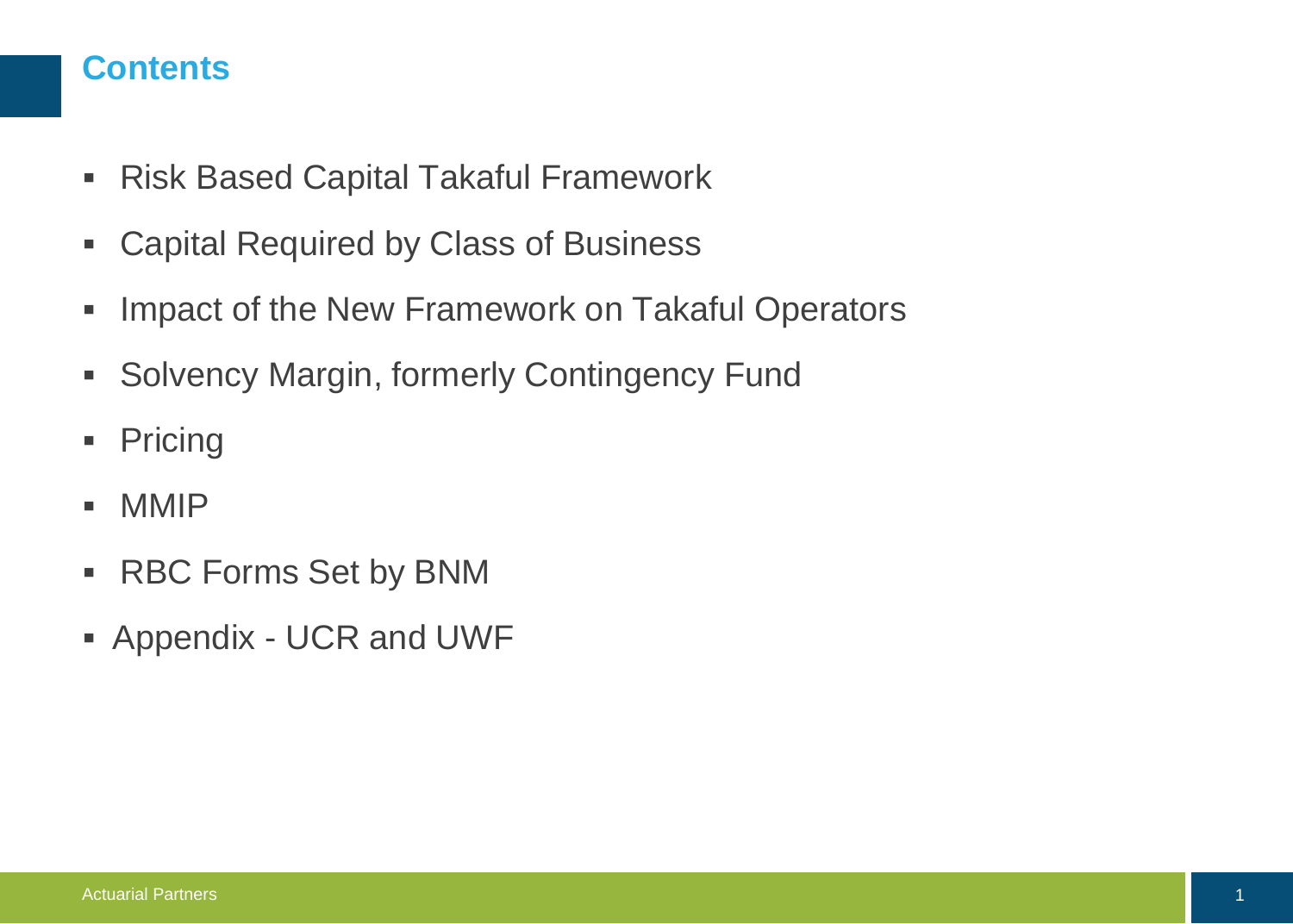# Contents

- Risk Based Capital Takaful Framework
- Capital Required by Class of Business
- Impact of the New Framework on Takaful Operators
- Solvency Margin, formerly Contingency Fund
- Pricing
- MMIP
- RBC Forms Set by BNM
- Appendix - UCR and UWF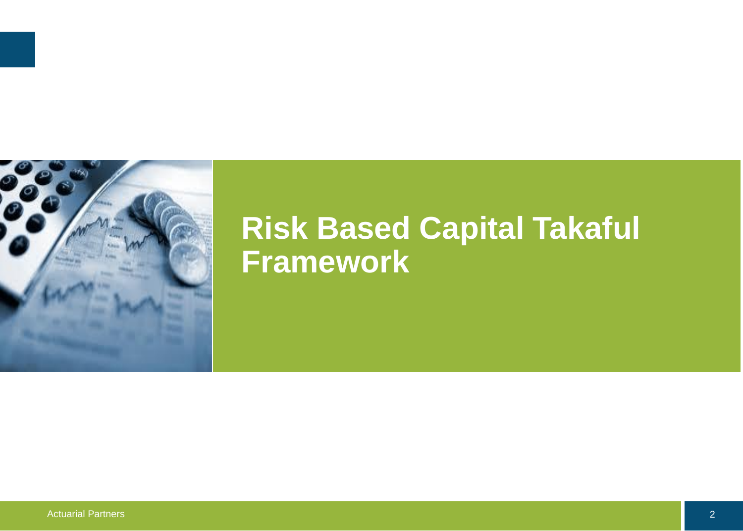# Risk Based Capital Takaful Framework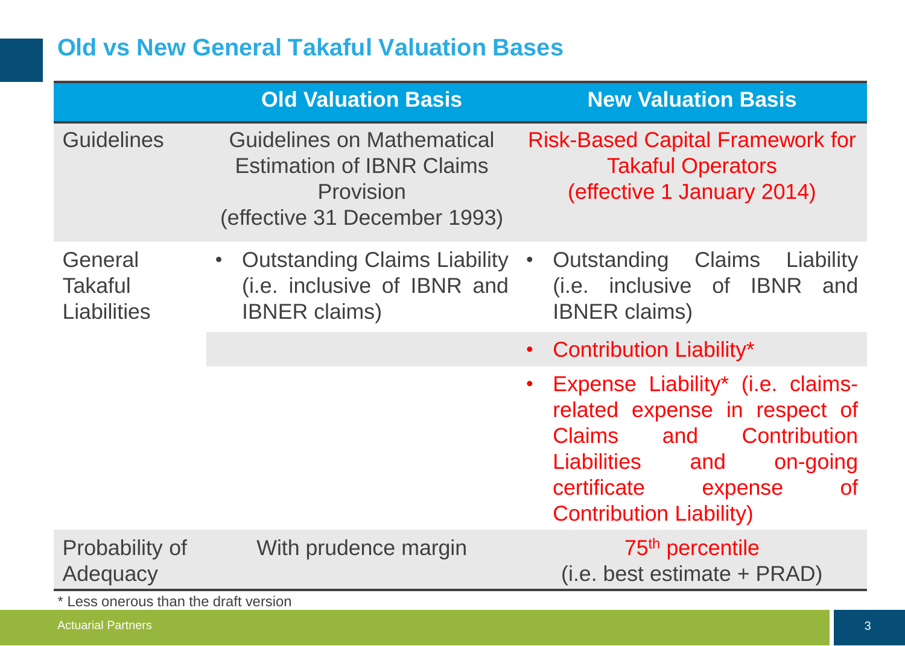## Old vs New General Takaful Valuation Bases

| | Old Valuation Basis | New Valuation Basis |
|---|---|---|
| Guidelines | Guidelines on Mathematical Estimation of IBNR Claims Provision (effective 31 December 1993) | Risk-Based Capital Framework for Takaful Operators (effective 1 January 2014) |
| General Takaful Liabilities | • Outstanding Claims Liability (i.e. inclusive of IBNR and IBNER claims) | • Outstanding Claims Liability (i.e. inclusive of IBNR and IBNER claims) |
| | | • Contribution Liability* |
| | | • Expense Liability* (i.e. claims-related expense in respect of Claims and Contribution Liabilities and on-going certificate expense of Contribution Liability) |
| Probability of Adequacy | With prudence margin | 75th percentile (i.e. best estimate + PRAD) |

* Less onerous than the draft version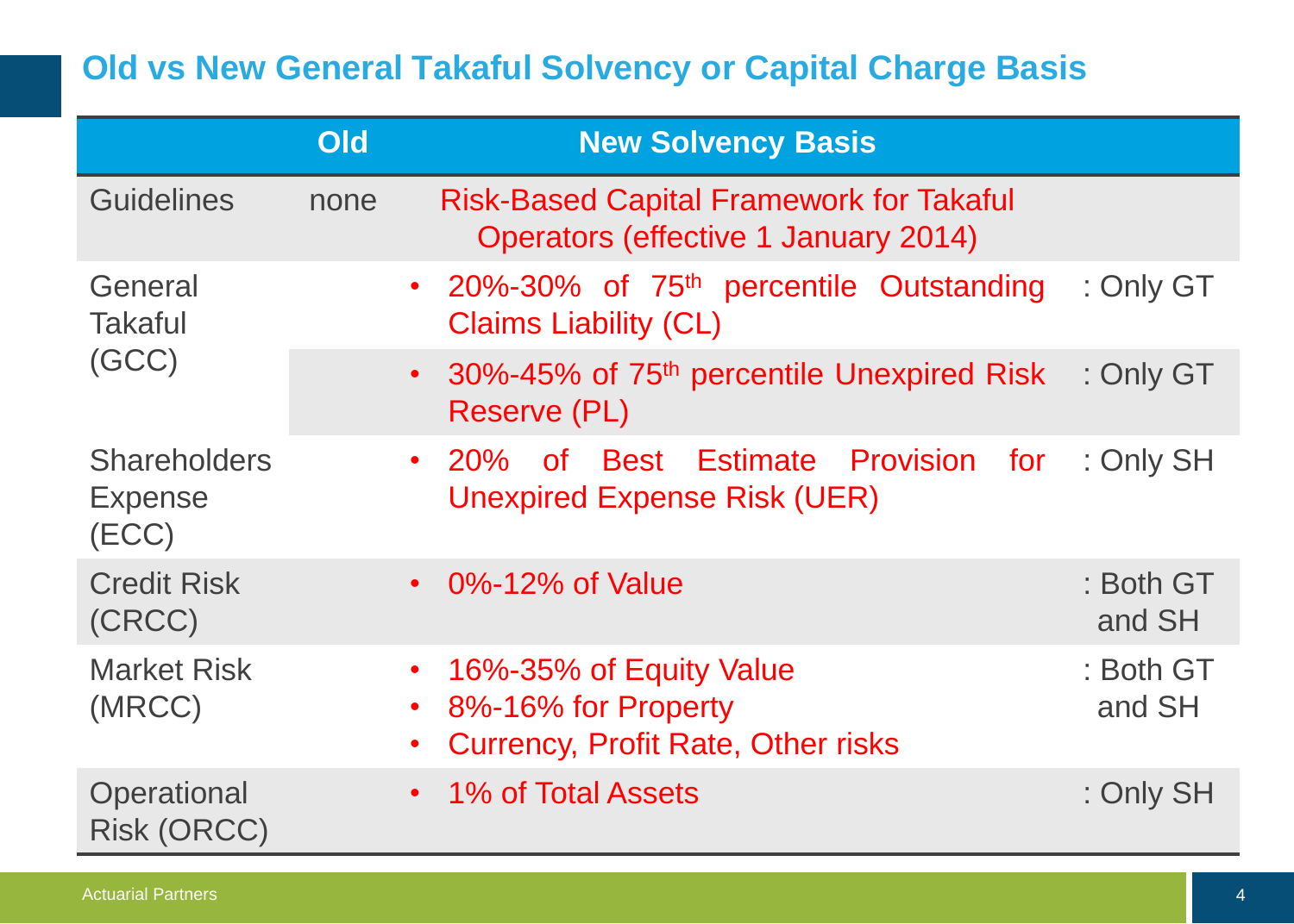## Old vs New General Takaful Solvency or Capital Charge Basis

| | Old | New Solvency Basis | |
|---|---|---|---|
| Guidelines | none | Risk-Based Capital Framework for Takaful Operators (effective 1 January 2014) | |
| General Takaful (GCC) | | • 20%-30% of 75th percentile Outstanding Claims Liability (CL) | : Only GT |
| | | • 30%-45% of 75th percentile Unexpired Risk Reserve (PL) | : Only GT |
| Shareholders Expense (ECC) | | • 20% of Best Estimate Provision for Unexpired Expense Risk (UER) | : Only SH |
| Credit Risk (CRCC) | | • 0%-12% of Value | : Both GT and SH |
| Market Risk (MRCC) | | • 16%-35% of Equity Value<br>• 8%-16% for Property<br>• Currency, Profit Rate, Other risks | : Both GT and SH |
| Operational Risk (ORCC) | | • 1% of Total Assets | : Only SH |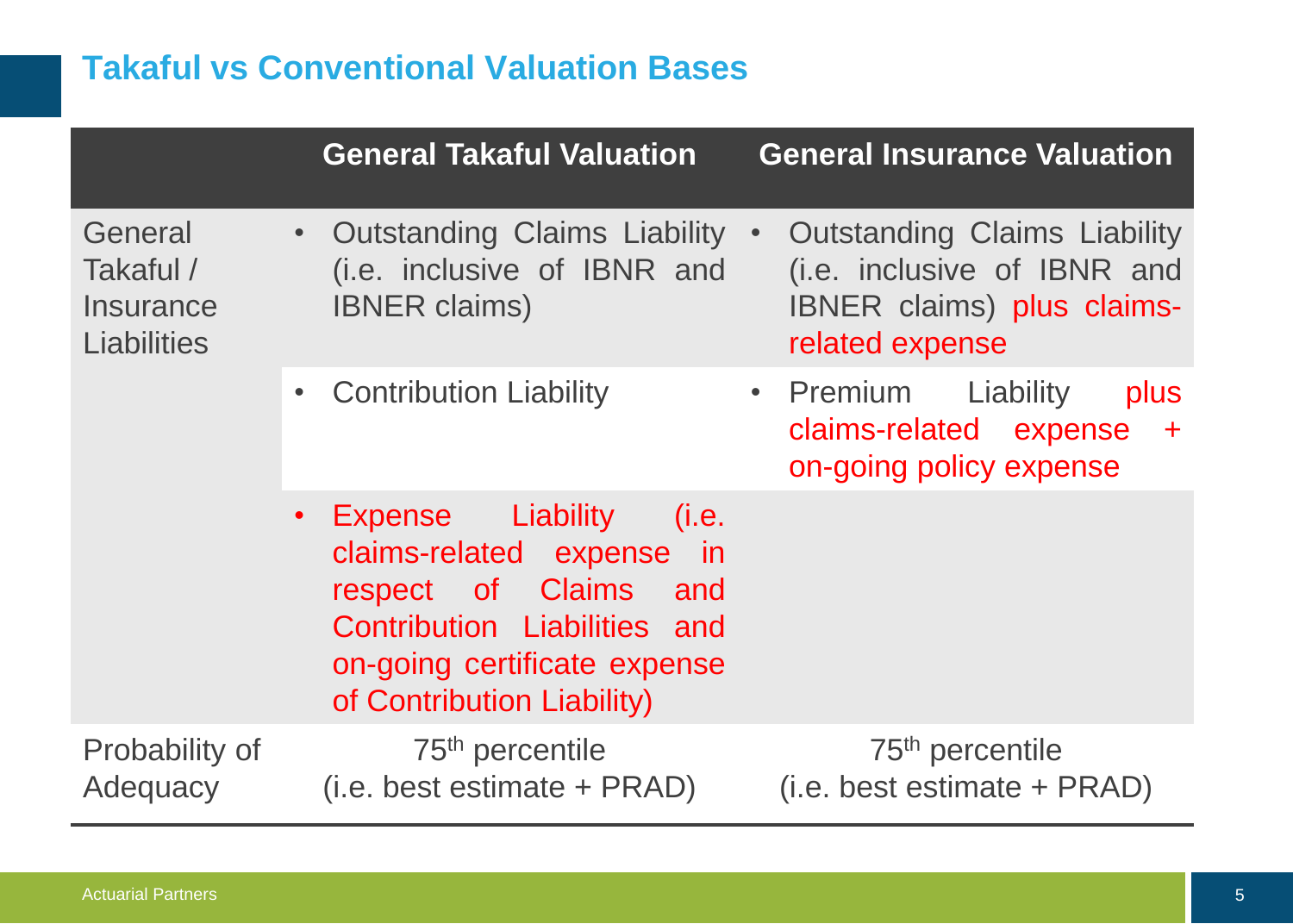## Takaful vs Conventional Valuation Bases

| | General Takaful Valuation | General Insurance Valuation |
|---|---|---|
| General Takaful / Insurance Liabilities | • Outstanding Claims Liability (i.e. inclusive of IBNR and IBNER claims) | • Outstanding Claims Liability (i.e. inclusive of IBNR and IBNER claims) plus claims-related expense |
| | • Contribution Liability | • Premium Liability plus claims-related expense + on-going policy expense |
| | • Expense Liability (i.e. claims-related expense in respect of Claims and Contribution Liabilities and on-going certificate expense of Contribution Liability) | |
| Probability of Adequacy | 75th percentile (i.e. best estimate + PRAD) | 75th percentile (i.e. best estimate + PRAD) |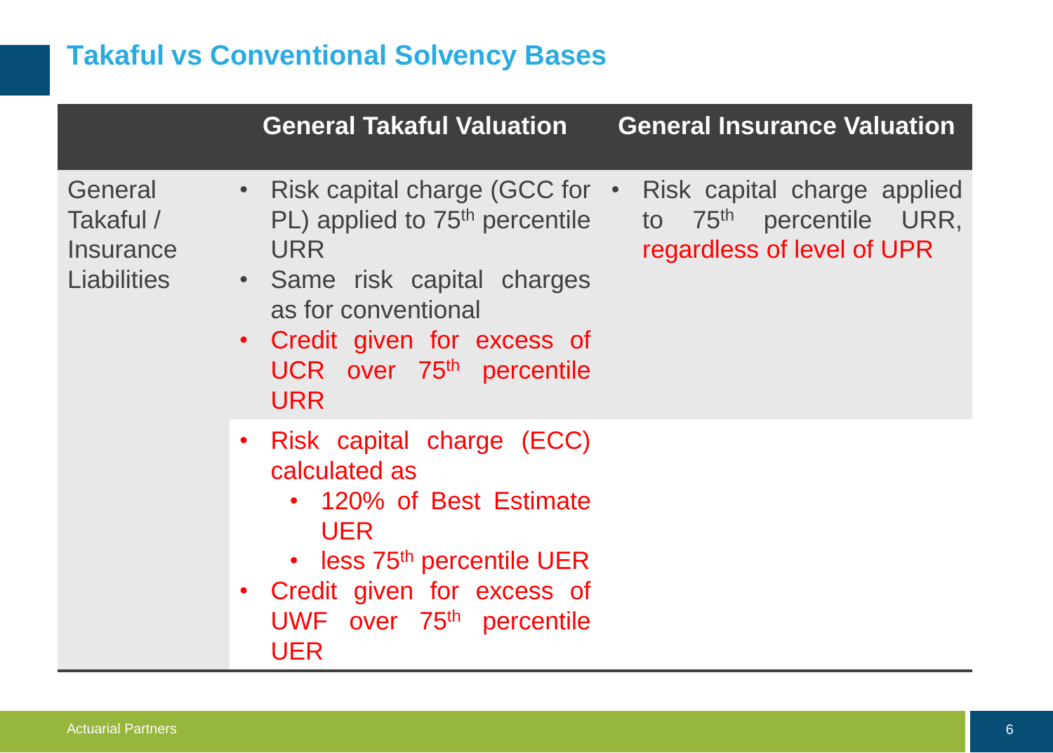# Takaful vs Conventional Solvency Bases

| | General Takaful Valuation | General Insurance Valuation |
|---|---|---|
| General Takaful / Insurance Liabilities | • Risk capital charge (GCC for PL) applied to 75th percentile URR<br>• Same risk capital charges as for conventional<br>• Credit given for excess of UCR over 75th percentile URR | • Risk capital charge applied to 75th percentile URR, regardless of level of UPR |
| | • Risk capital charge (ECC) calculated as<br>  • 120% of Best Estimate UER<br>  • less 75th percentile UER<br>• Credit given for excess of UWF over 75th percentile UER | |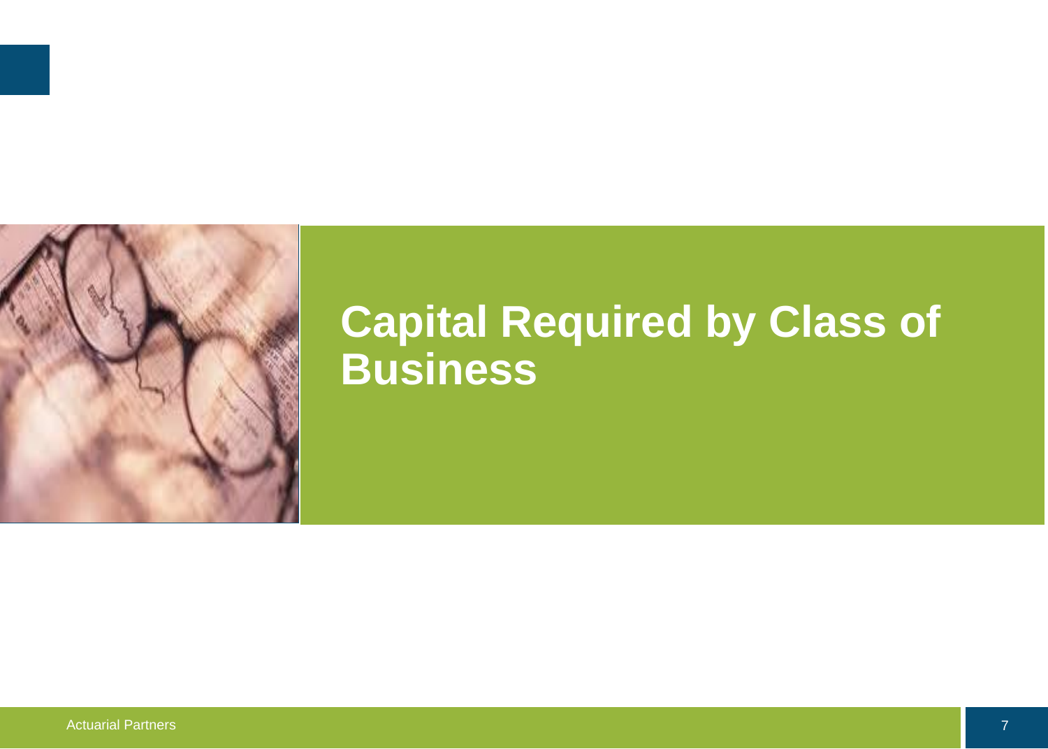# Capital Required by Class of Business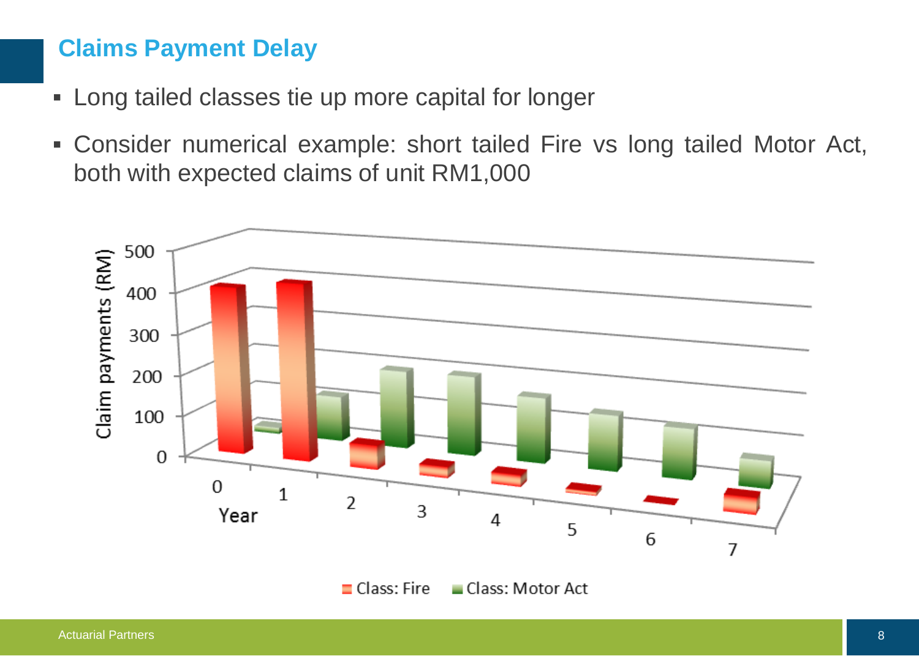## Claims Payment Delay

- Long tailed classes tie up more capital for longer
- Consider numerical example: short tailed Fire vs long tailed Motor Act, both with expected claims of unit RM1,000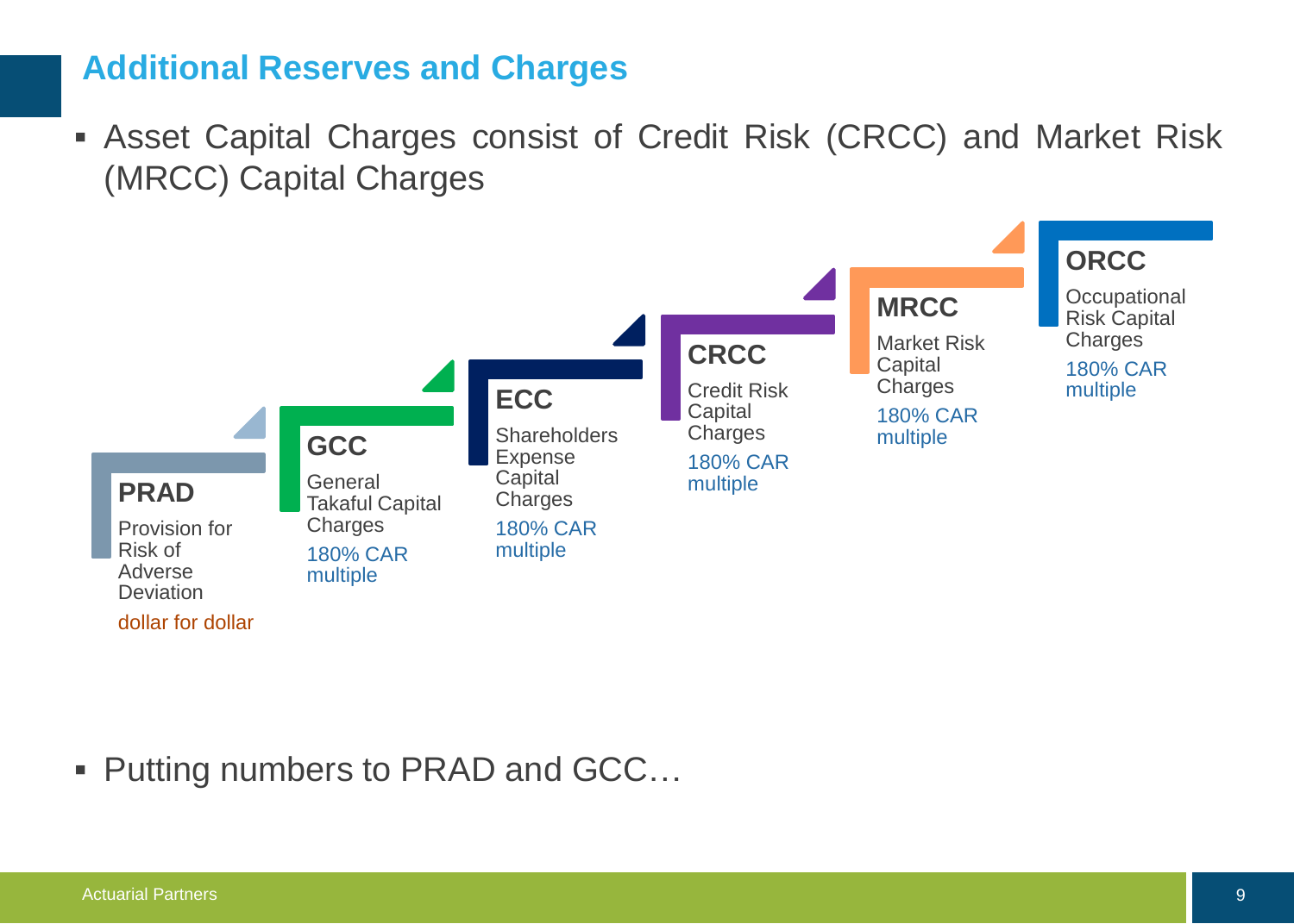## Additional Reserves and Charges

- Asset Capital Charges consist of Credit Risk (CRCC) and Market Risk (MRCC) Capital Charges

**PRAD**
Provision for Risk of Adverse Deviation
dollar for dollar

**GCC**
General Takaful Capital Charges
180% CAR multiple

**ECC**
Shareholders Expense Capital Charges
180% CAR multiple

**CRCC**
Credit Risk Capital Charges
180% CAR multiple

**MRCC**
Market Risk Capital Charges
180% CAR multiple

**ORCC**
Occupational Risk Capital Charges
180% CAR multiple

- Putting numbers to PRAD and GCC…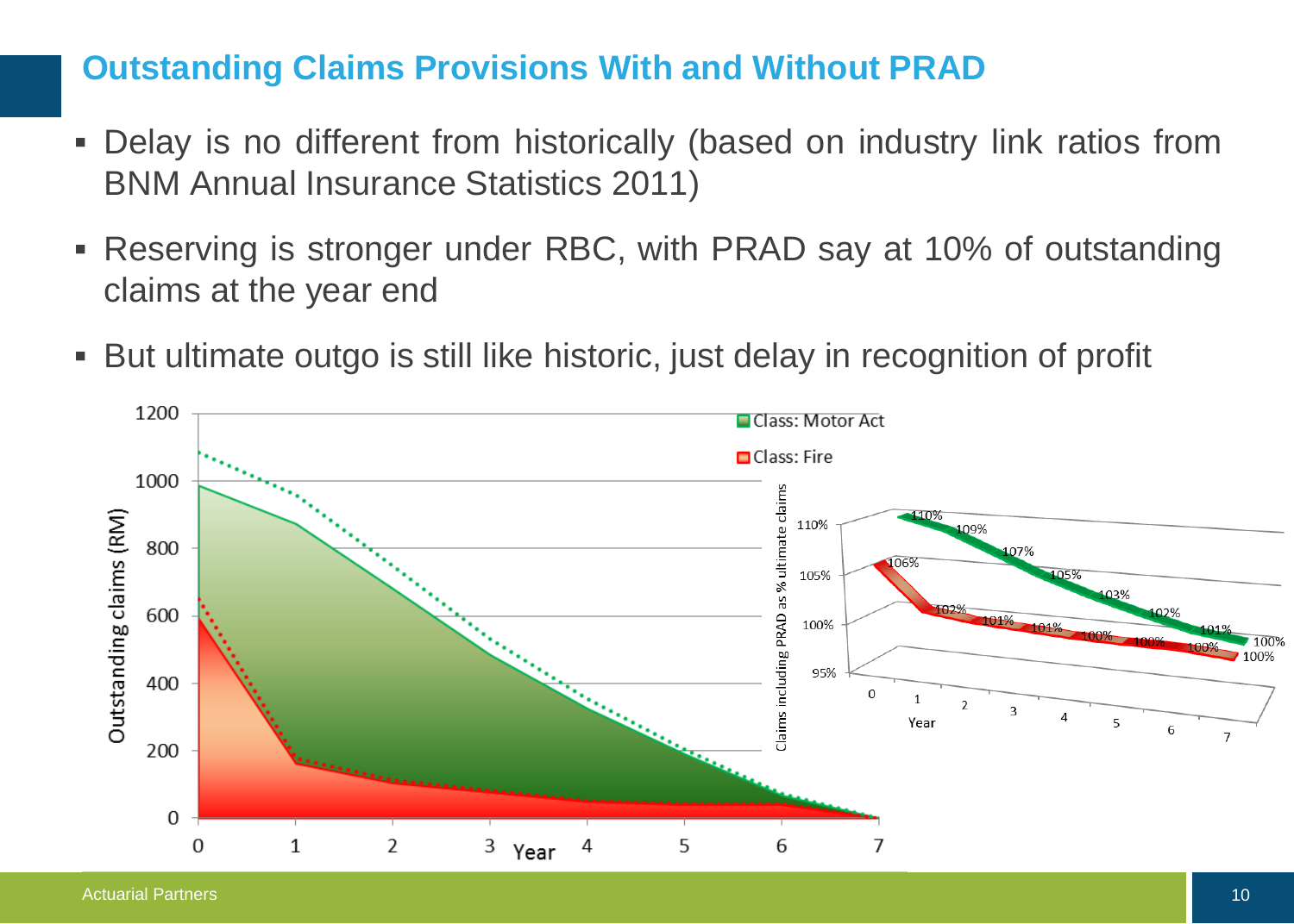# Outstanding Claims Provisions With and Without PRAD

- Delay is no different from historically (based on industry link ratios from BNM Annual Insurance Statistics 2011)
- Reserving is stronger under RBC, with PRAD say at 10% of outstanding claims at the year end
- But ultimate outgo is still like historic, just delay in recognition of profit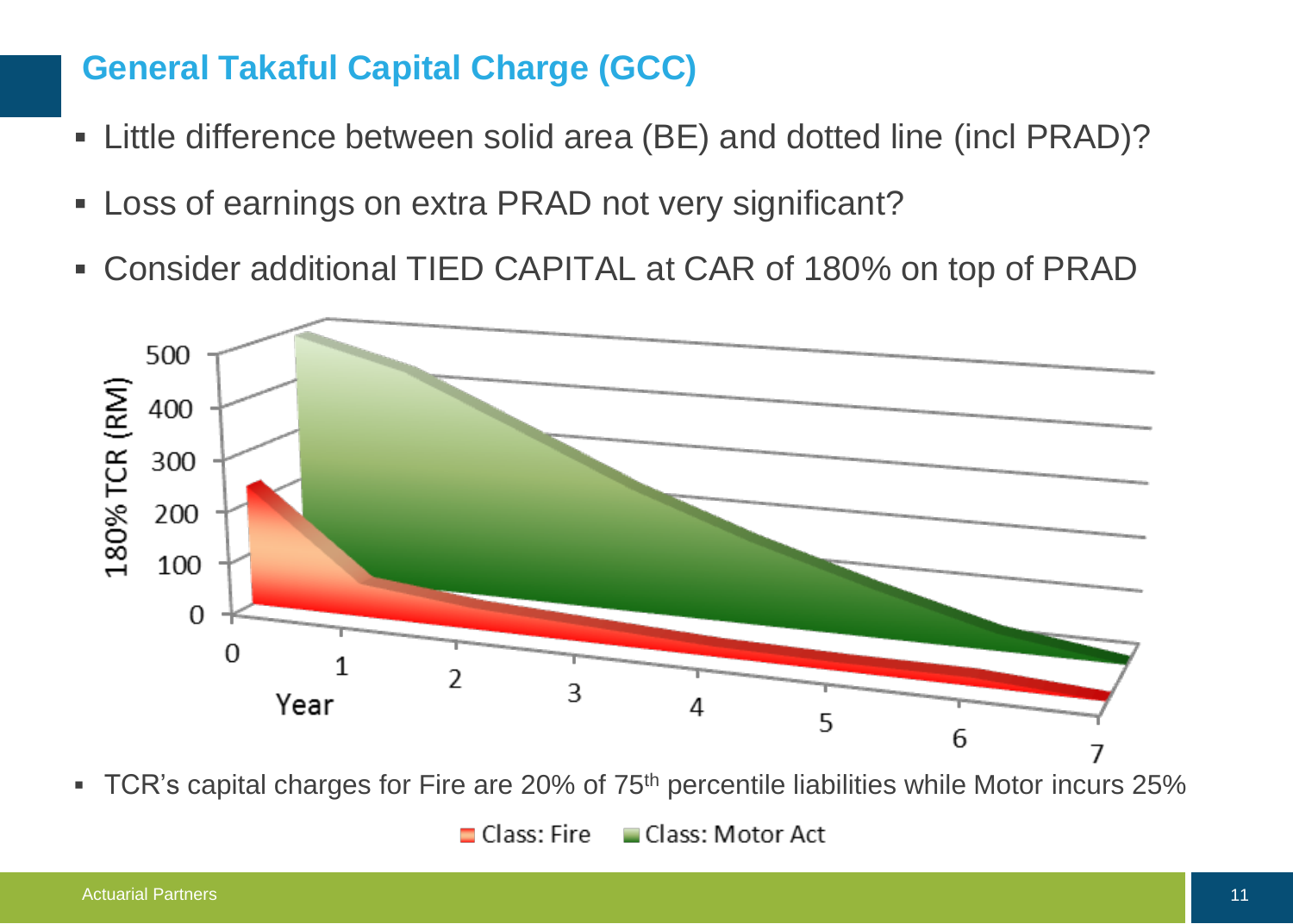## General Takaful Capital Charge (GCC)

- Little difference between solid area (BE) and dotted line (incl PRAD)?
- Loss of earnings on extra PRAD not very significant?
- Consider additional TIED CAPITAL at CAR of 180% on top of PRAD

- TCR's capital charges for Fire are 20% of 75th percentile liabilities while Motor incurs 25%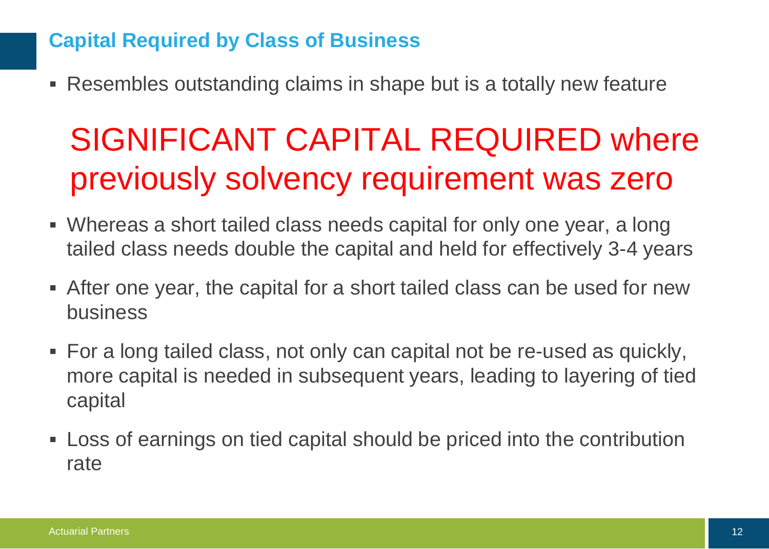## Capital Required by Class of Business

- Resembles outstanding claims in shape but is a totally new feature

**SIGNIFICANT CAPITAL REQUIRED where previously solvency requirement was zero**

- Whereas a short tailed class needs capital for only one year, a long tailed class needs double the capital and held for effectively 3-4 years
- After one year, the capital for a short tailed class can be used for new business
- For a long tailed class, not only can capital not be re-used as quickly, more capital is needed in subsequent years, leading to layering of tied capital
- Loss of earnings on tied capital should be priced into the contribution rate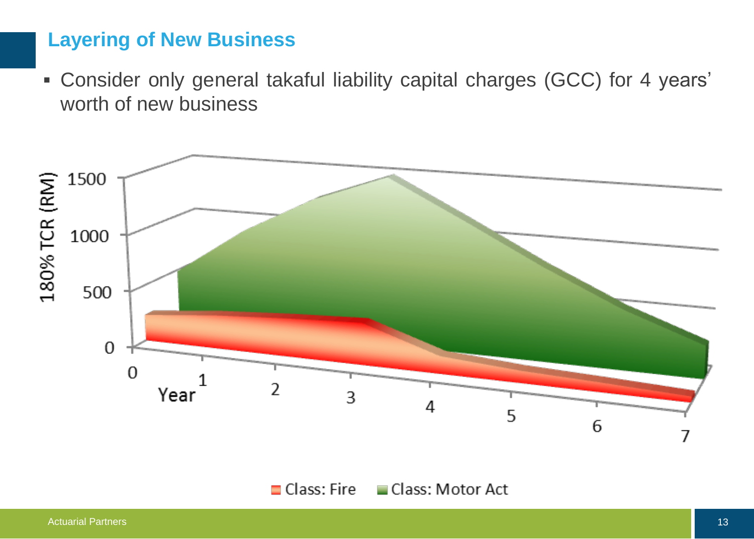## Layering of New Business

- Consider only general takaful liability capital charges (GCC) for 4 years' worth of new business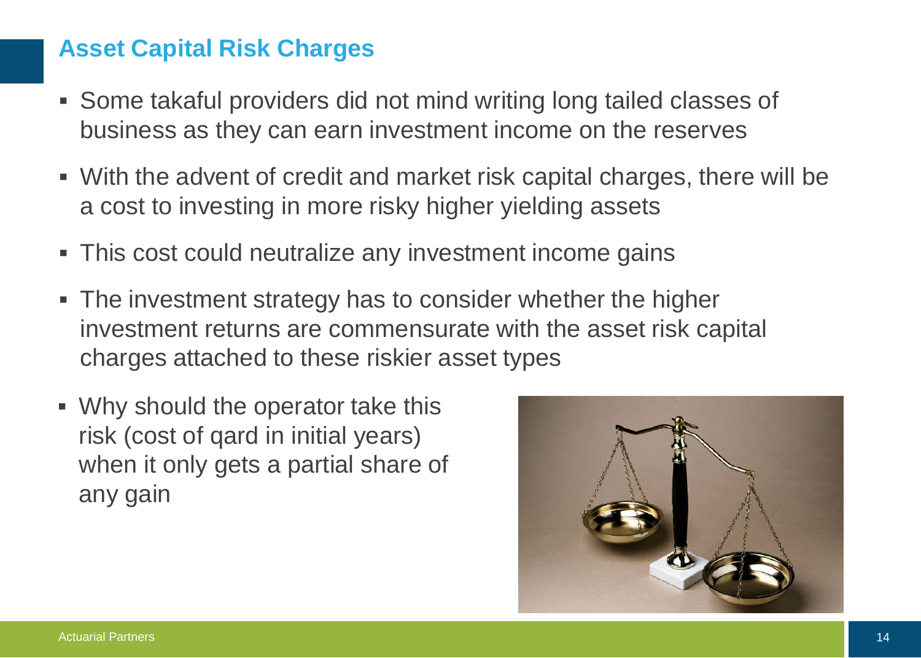# Asset Capital Risk Charges

- Some takaful providers did not mind writing long tailed classes of business as they can earn investment income on the reserves
- With the advent of credit and market risk capital charges, there will be a cost to investing in more risky higher yielding assets
- This cost could neutralize any investment income gains
- The investment strategy has to consider whether the higher investment returns are commensurate with the asset risk capital charges attached to these riskier asset types
- Why should the operator take this risk (cost of qard in initial years) when it only gets a partial share of any gain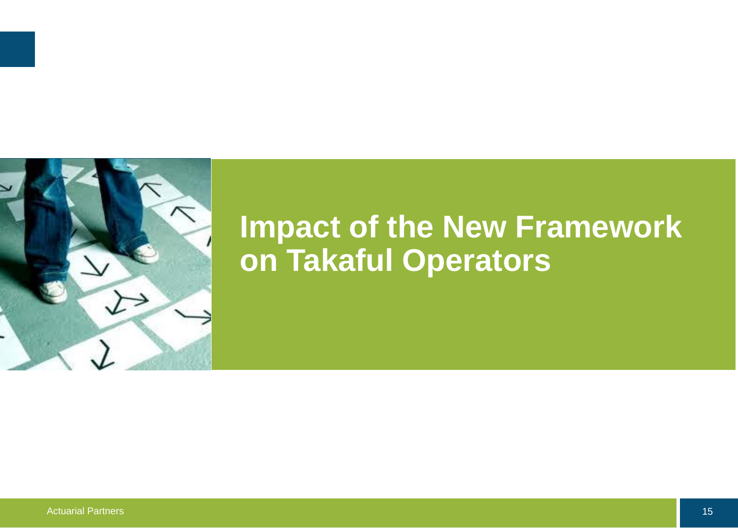# Impact of the New Framework on Takaful Operators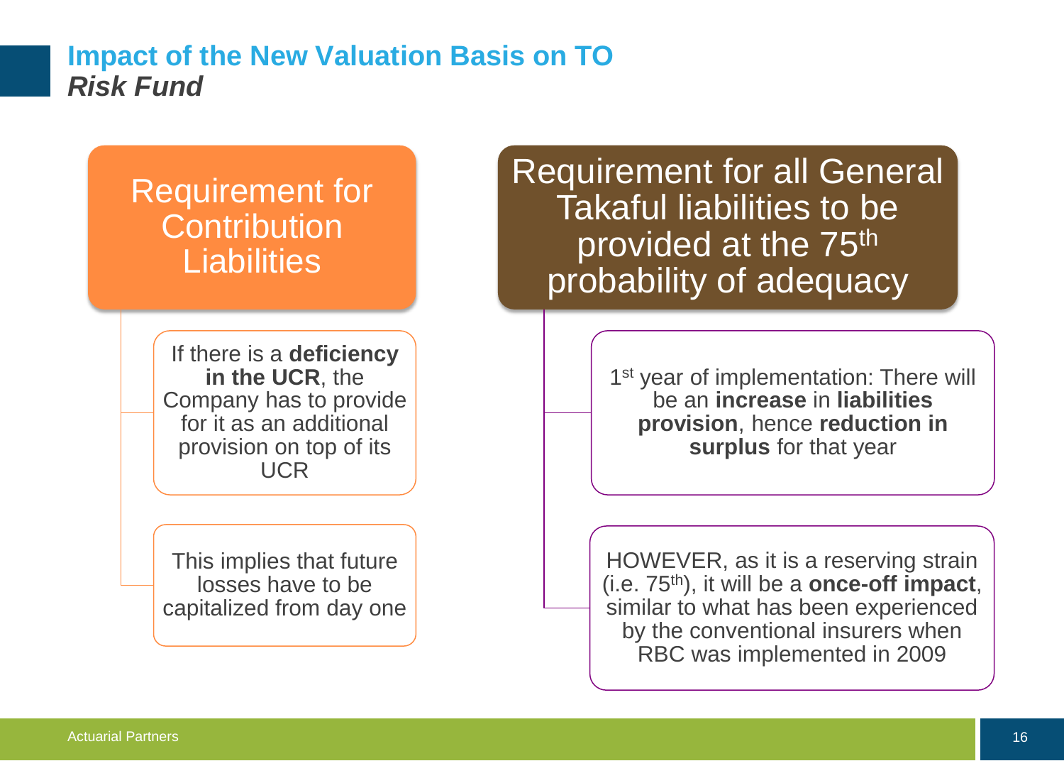# Impact of the New Valuation Basis on TO

## *Risk Fund*

### Requirement for Contribution Liabilities

- If there is a **deficiency in the UCR**, the Company has to provide for it as an additional provision on top of its UCR
- This implies that future losses have to be capitalized from day one

### Requirement for all General Takaful liabilities to be provided at the $75^{th}$ probability of adequacy

- $1^{st}$ year of implementation: There will be an **increase** in **liabilities provision**, hence **reduction in surplus** for that year
- HOWEVER, as it is a reserving strain (i.e. $75^{th}$), it will be a **once-off impact**, similar to what has been experienced by the conventional insurers when RBC was implemented in 2009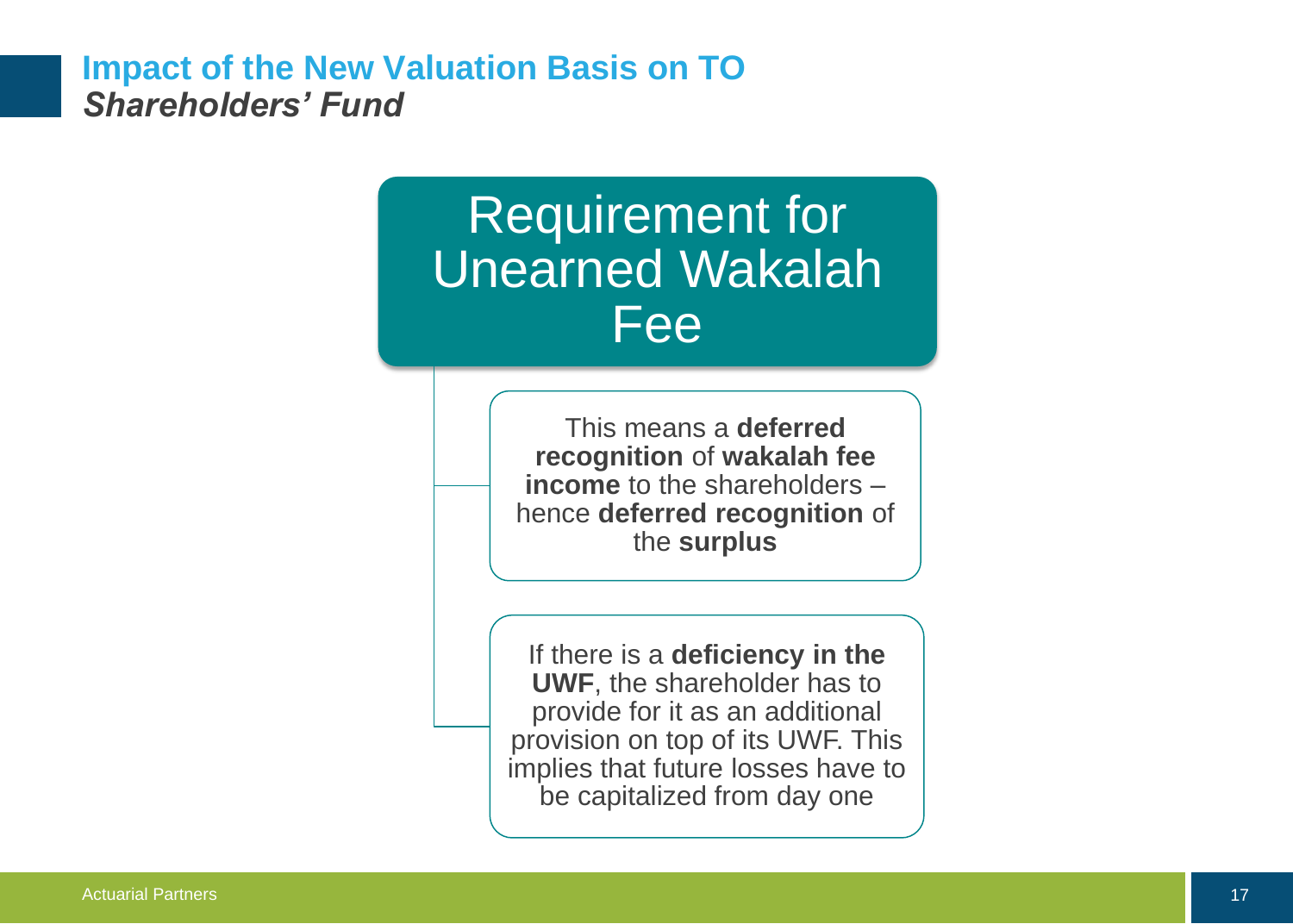# Impact of the New Valuation Basis on TO
## *Shareholders' Fund*

### Requirement for Unearned Wakalah Fee

- This means a **deferred recognition** of **wakalah fee income** to the shareholders – hence **deferred recognition** of the **surplus**

- If there is a **deficiency in the UWF**, the shareholder has to provide for it as an additional provision on top of its UWF. This implies that future losses have to be capitalized from day one

Actuarial Partners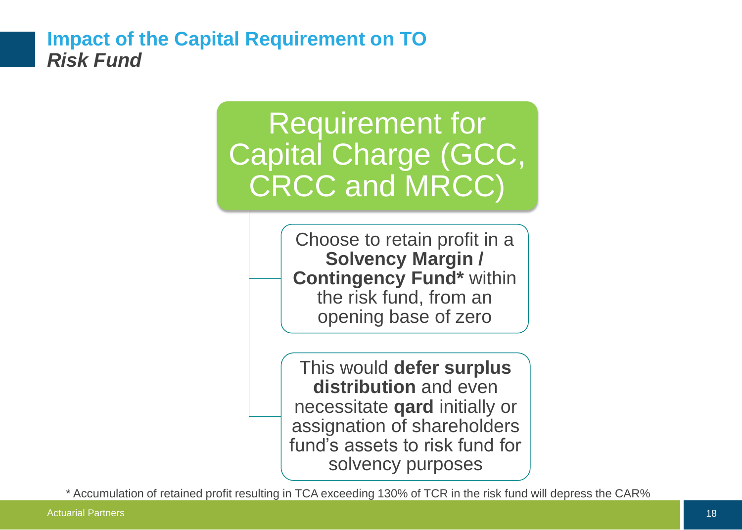## Impact of the Capital Requirement on TO

### *Risk Fund*

**Requirement for Capital Charge (GCC, CRCC and MRCC)**

- Choose to retain profit in a **Solvency Margin / Contingency Fund*** within the risk fund, from an opening base of zero
- This would **defer surplus distribution** and even necessitate **qard** initially or assignation of shareholders fund's assets to risk fund for solvency purposes

* Accumulation of retained profit resulting in TCA exceeding 130% of TCR in the risk fund will depress the CAR%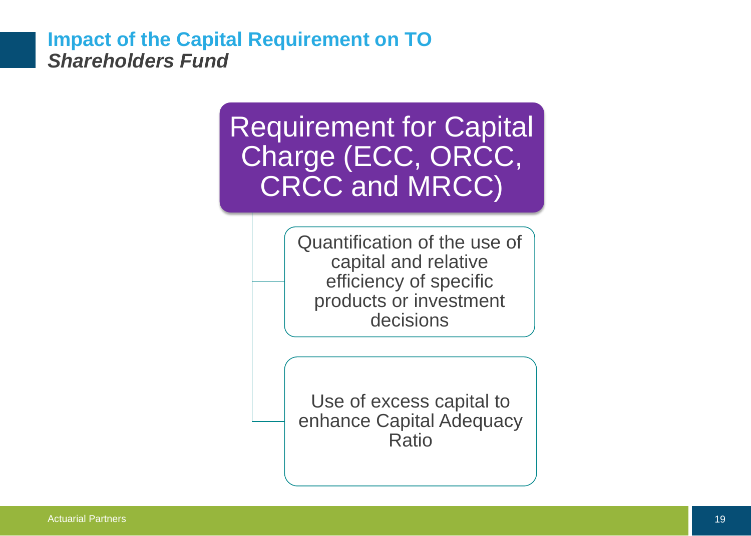# Impact of the Capital Requirement on TO
***Shareholders Fund***

## Requirement for Capital Charge (ECC, ORCC, CRCC and MRCC)

- Quantification of the use of capital and relative efficiency of specific products or investment decisions
- Use of excess capital to enhance Capital Adequacy Ratio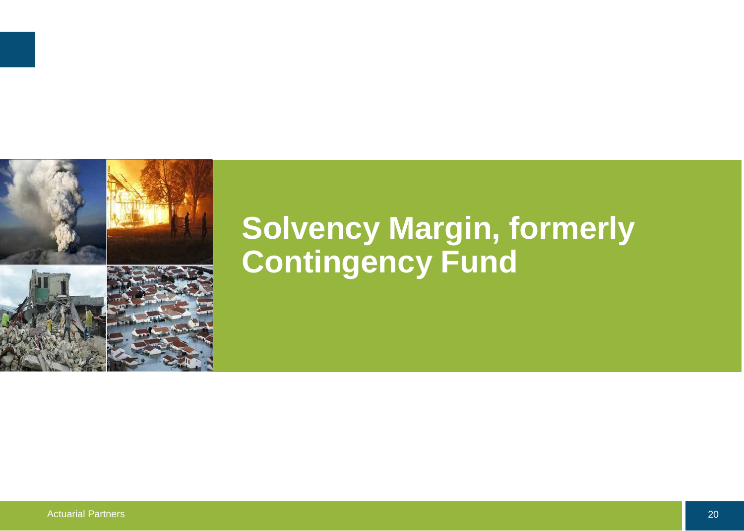# Solvency Margin, formerly Contingency Fund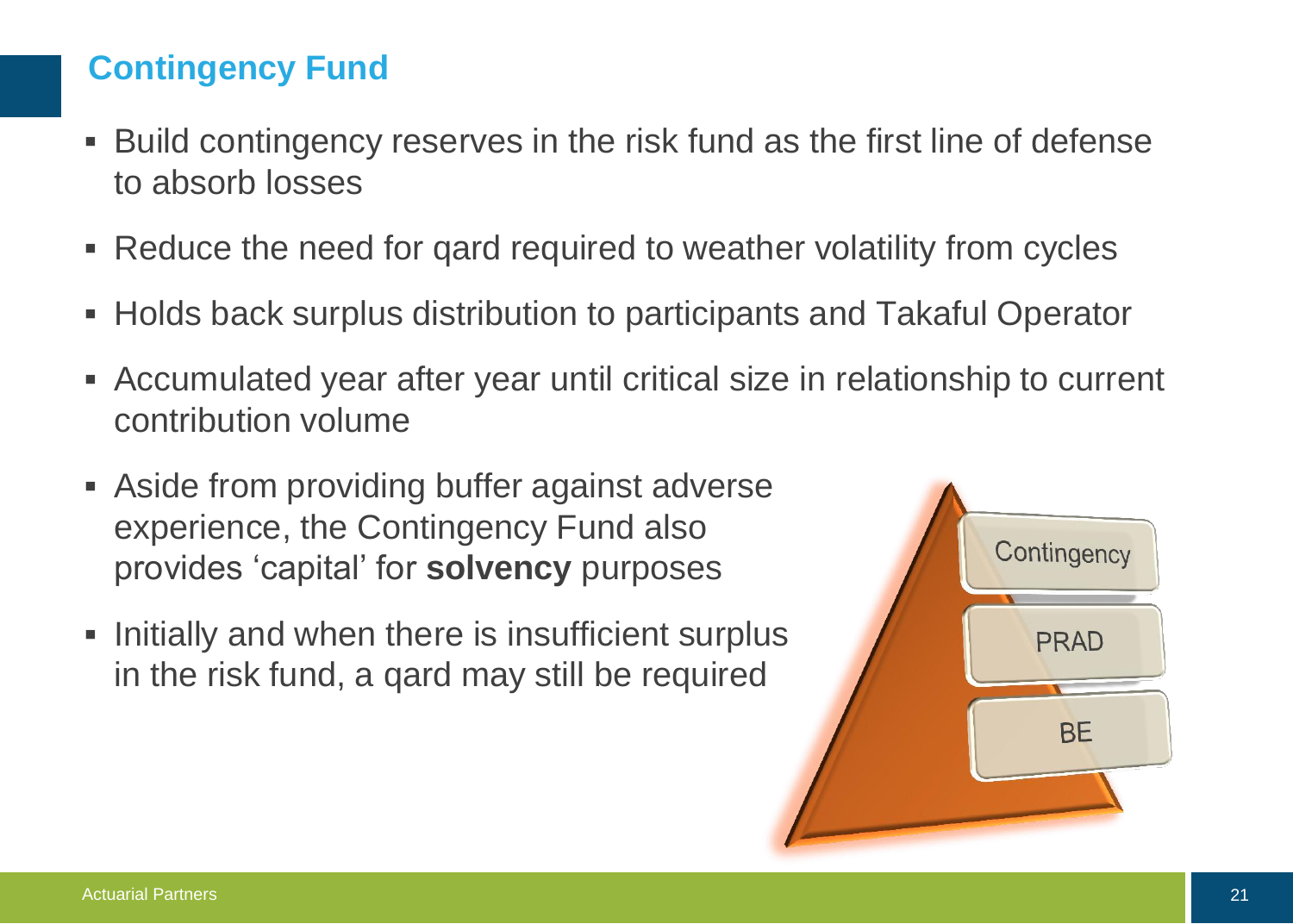## Contingency Fund

- Build contingency reserves in the risk fund as the first line of defense to absorb losses
- Reduce the need for qard required to weather volatility from cycles
- Holds back surplus distribution to participants and Takaful Operator
- Accumulated year after year until critical size in relationship to current contribution volume
- Aside from providing buffer against adverse experience, the Contingency Fund also provides 'capital' for **solvency** purposes
- Initially and when there is insufficient surplus in the risk fund, a qard may still be required

Contingency

PRAD

BE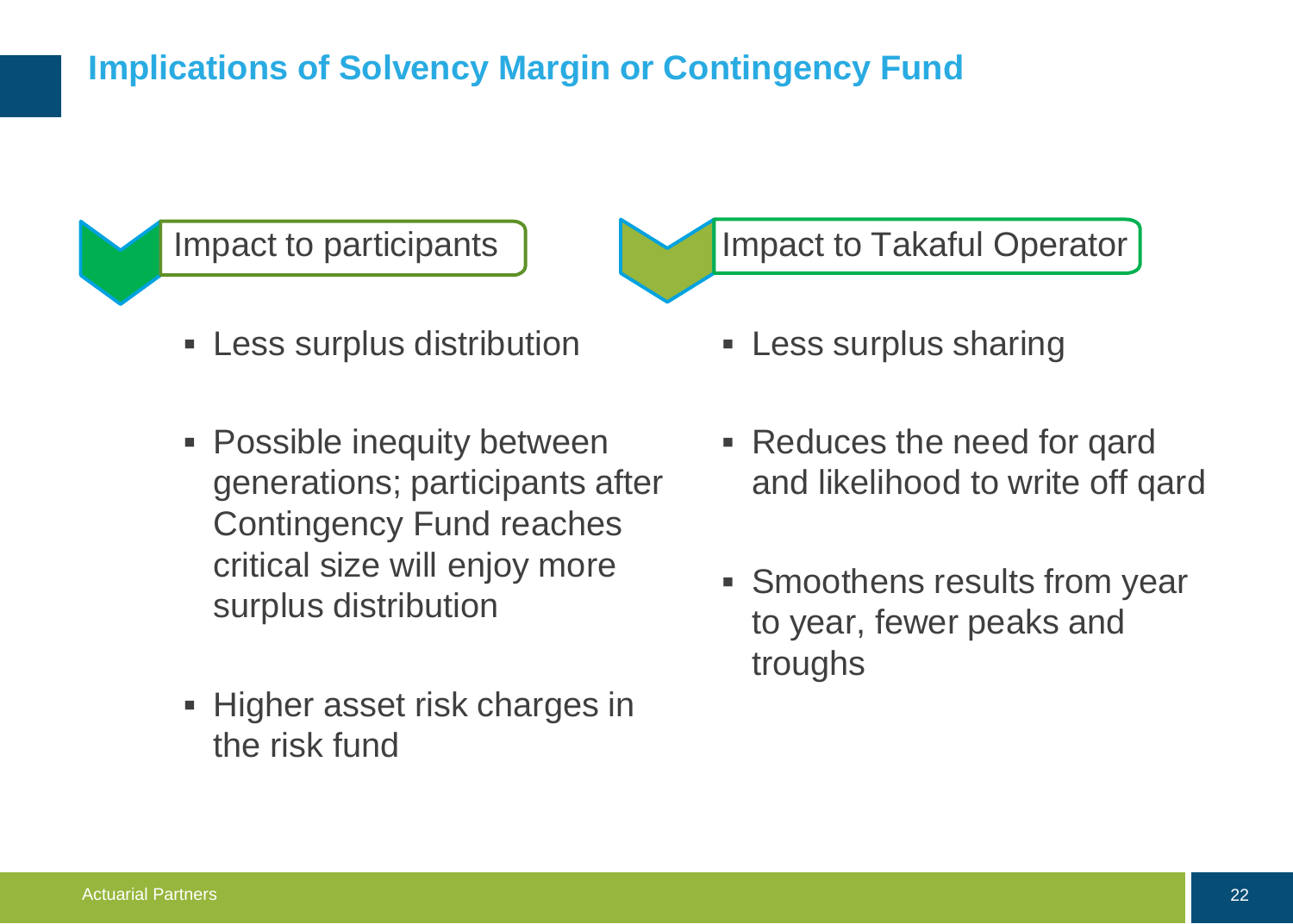# Implications of Solvency Margin or Contingency Fund

## Impact to participants

- Less surplus distribution
- Possible inequity between generations; participants after Contingency Fund reaches critical size will enjoy more surplus distribution
- Higher asset risk charges in the risk fund

## Impact to Takaful Operator

- Less surplus sharing
- Reduces the need for qard and likelihood to write off qard
- Smoothens results from year to year, fewer peaks and troughs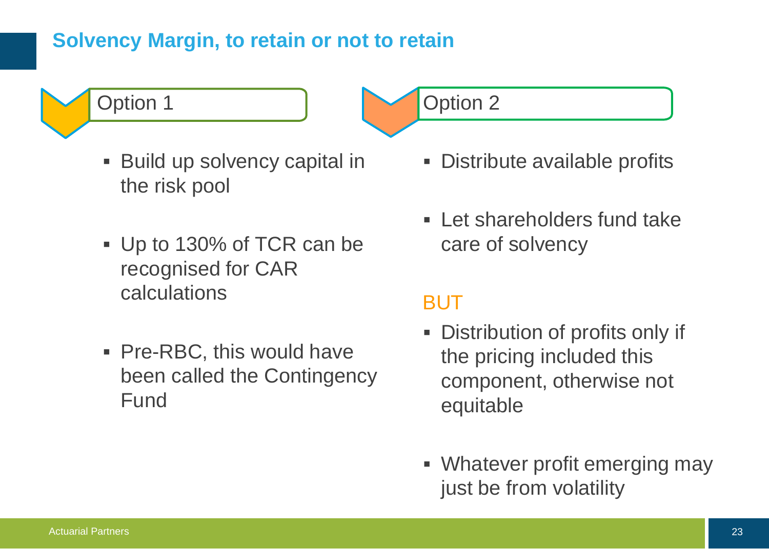## Solvency Margin, to retain or not to retain

### Option 1

- Build up solvency capital in the risk pool
- Up to 130% of TCR can be recognised for CAR calculations
- Pre-RBC, this would have been called the Contingency Fund

### Option 2

- Distribute available profits
- Let shareholders fund take care of solvency

BUT

- Distribution of profits only if the pricing included this component, otherwise not equitable
- Whatever profit emerging may just be from volatility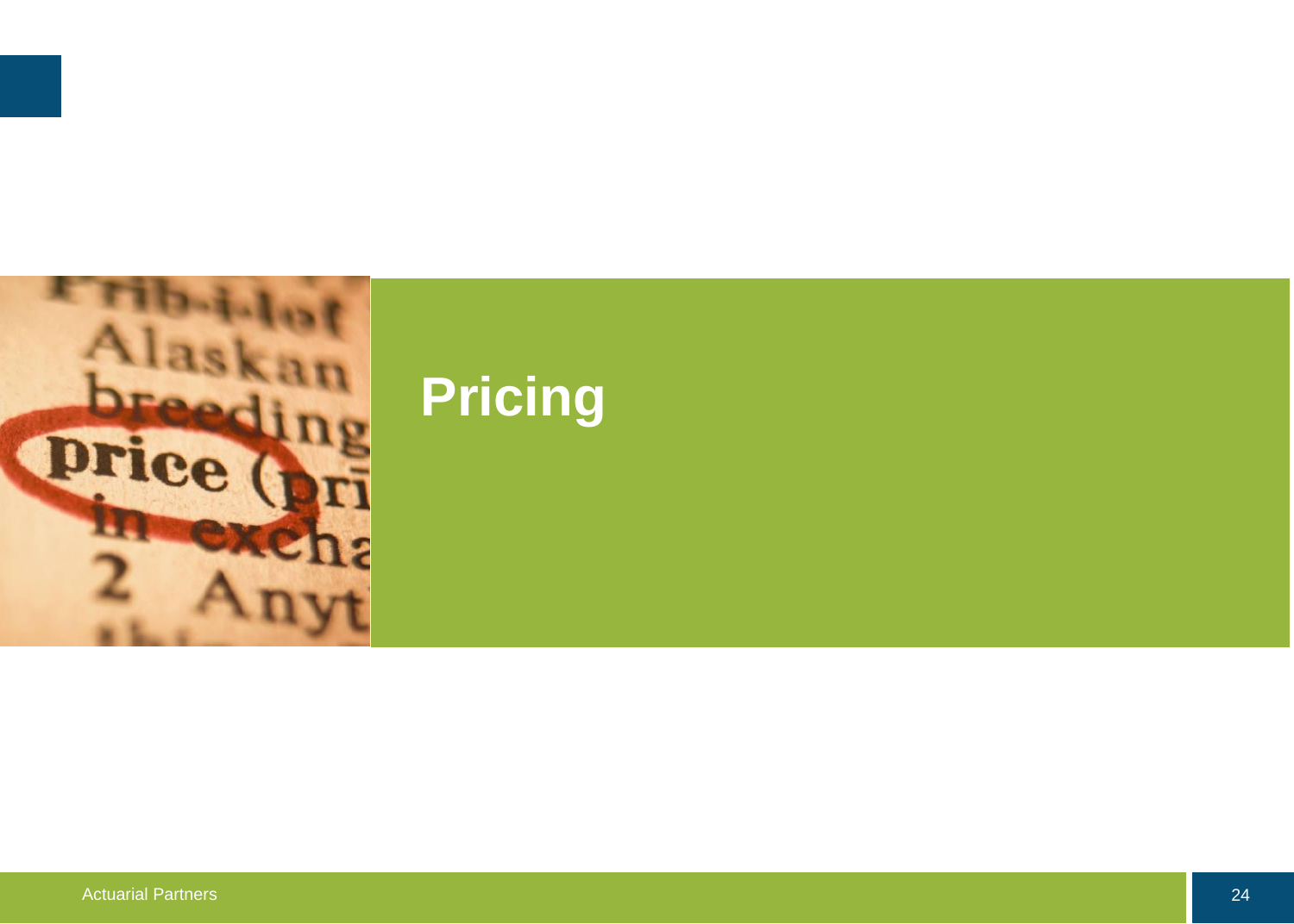# Pricing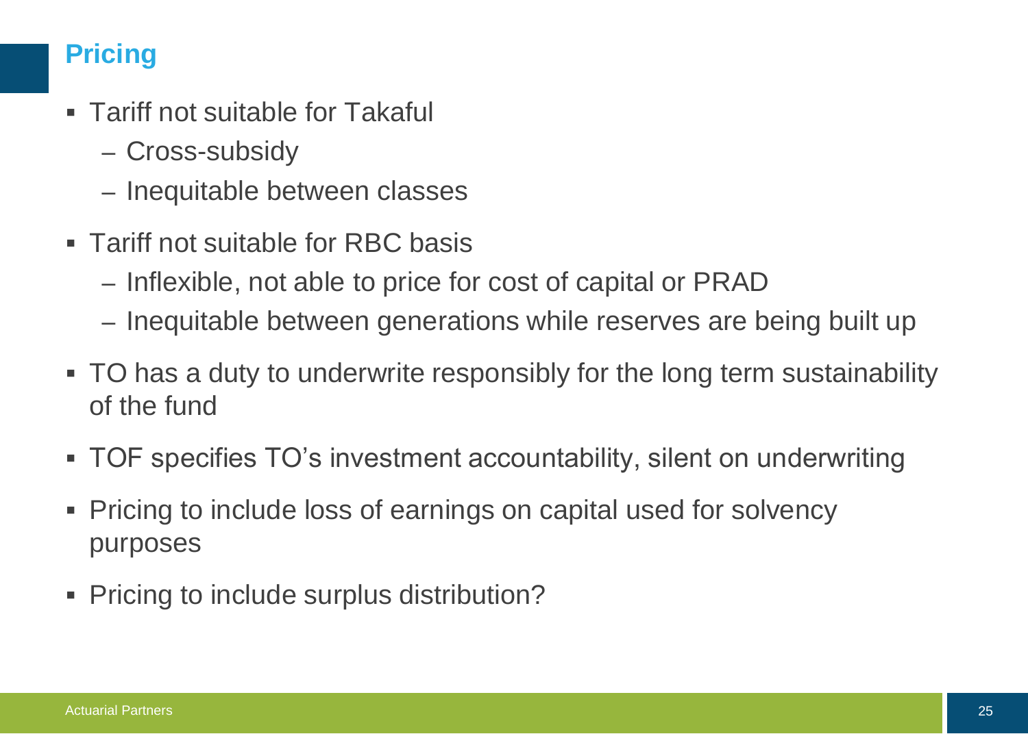# Pricing

- Tariff not suitable for Takaful
  - Cross-subsidy
  - Inequitable between classes
- Tariff not suitable for RBC basis
  - Inflexible, not able to price for cost of capital or PRAD
  - Inequitable between generations while reserves are being built up
- TO has a duty to underwrite responsibly for the long term sustainability of the fund
- TOF specifies TO's investment accountability, silent on underwriting
- Pricing to include loss of earnings on capital used for solvency purposes
- Pricing to include surplus distribution?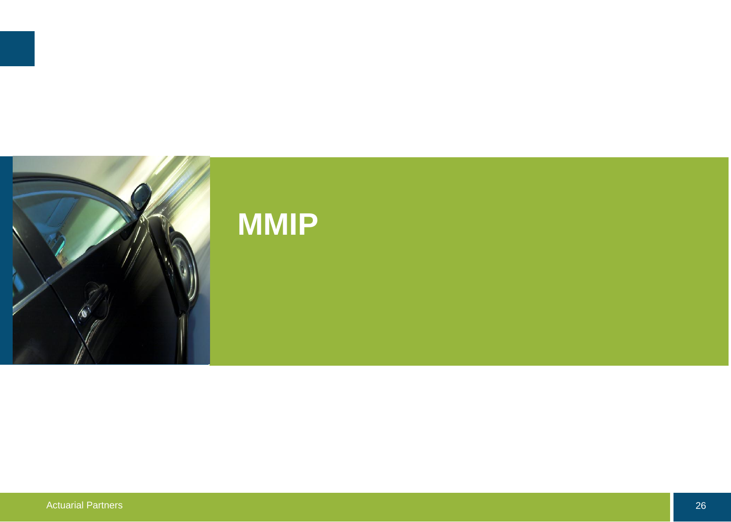# MMIP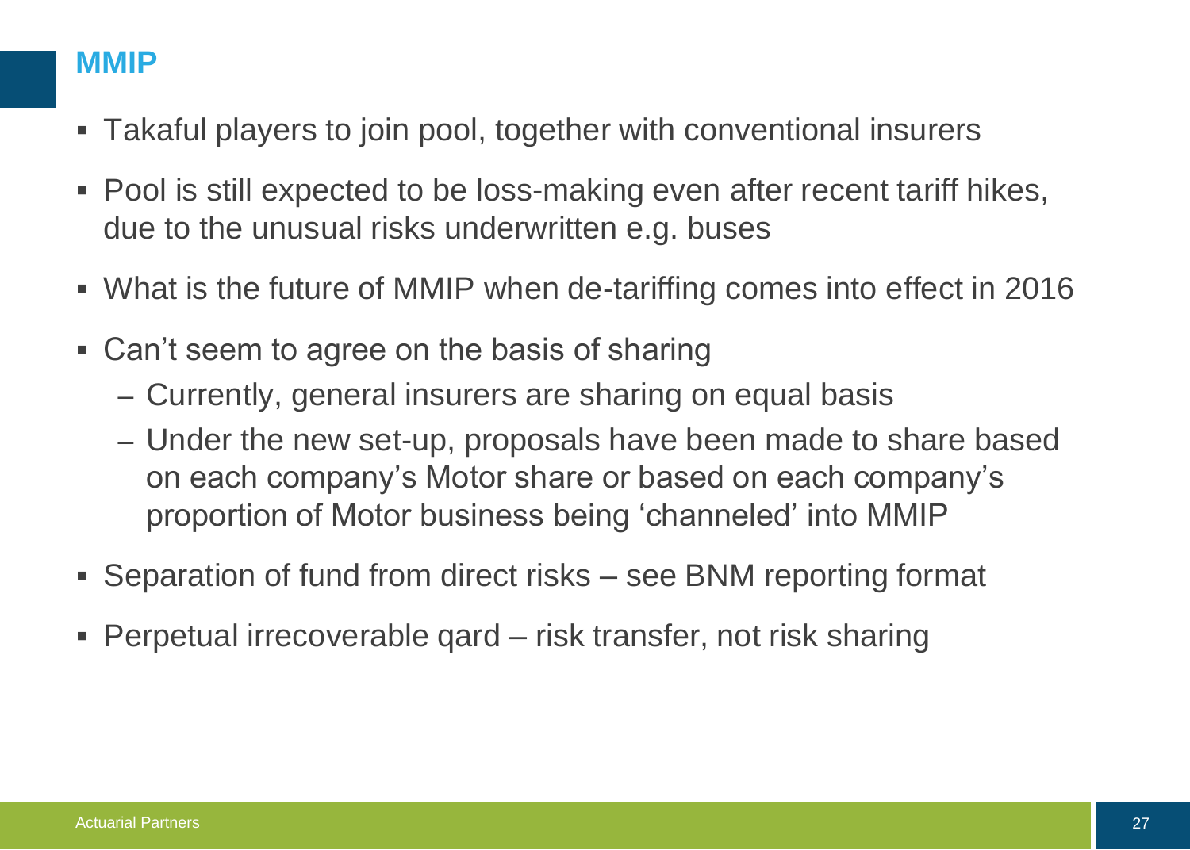# MMIP

- Takaful players to join pool, together with conventional insurers
- Pool is still expected to be loss-making even after recent tariff hikes, due to the unusual risks underwritten e.g. buses
- What is the future of MMIP when de-tariffing comes into effect in 2016
- Can't seem to agree on the basis of sharing
  - Currently, general insurers are sharing on equal basis
  - Under the new set-up, proposals have been made to share based on each company's Motor share or based on each company's proportion of Motor business being 'channeled' into MMIP
- Separation of fund from direct risks – see BNM reporting format
- Perpetual irrecoverable qard – risk transfer, not risk sharing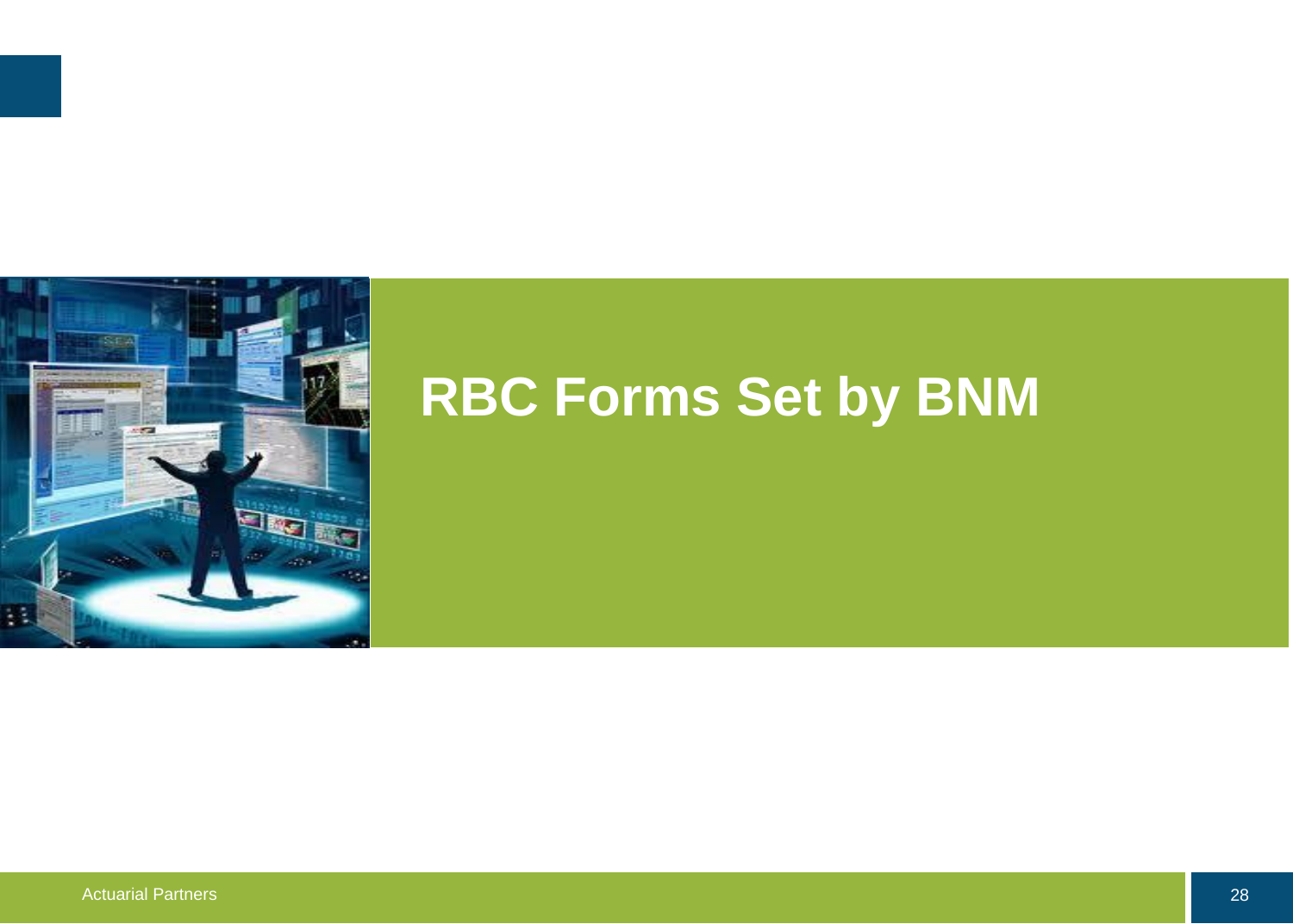# RBC Forms Set by BNM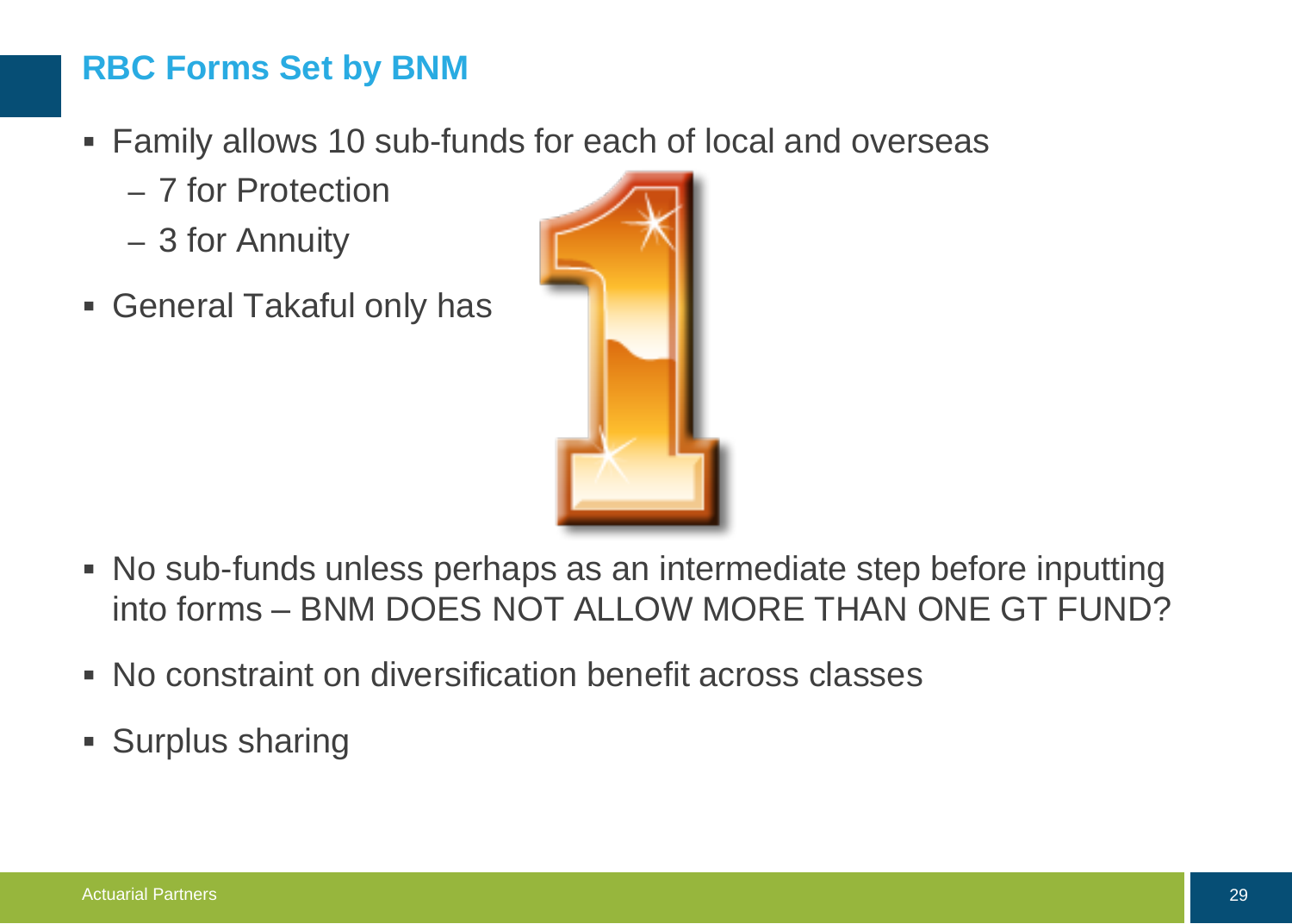# RBC Forms Set by BNM

- Family allows 10 sub-funds for each of local and overseas
  - 7 for Protection
  - 3 for Annuity
- General Takaful only has
- No sub-funds unless perhaps as an intermediate step before inputting into forms – BNM DOES NOT ALLOW MORE THAN ONE GT FUND?
- No constraint on diversification benefit across classes
- Surplus sharing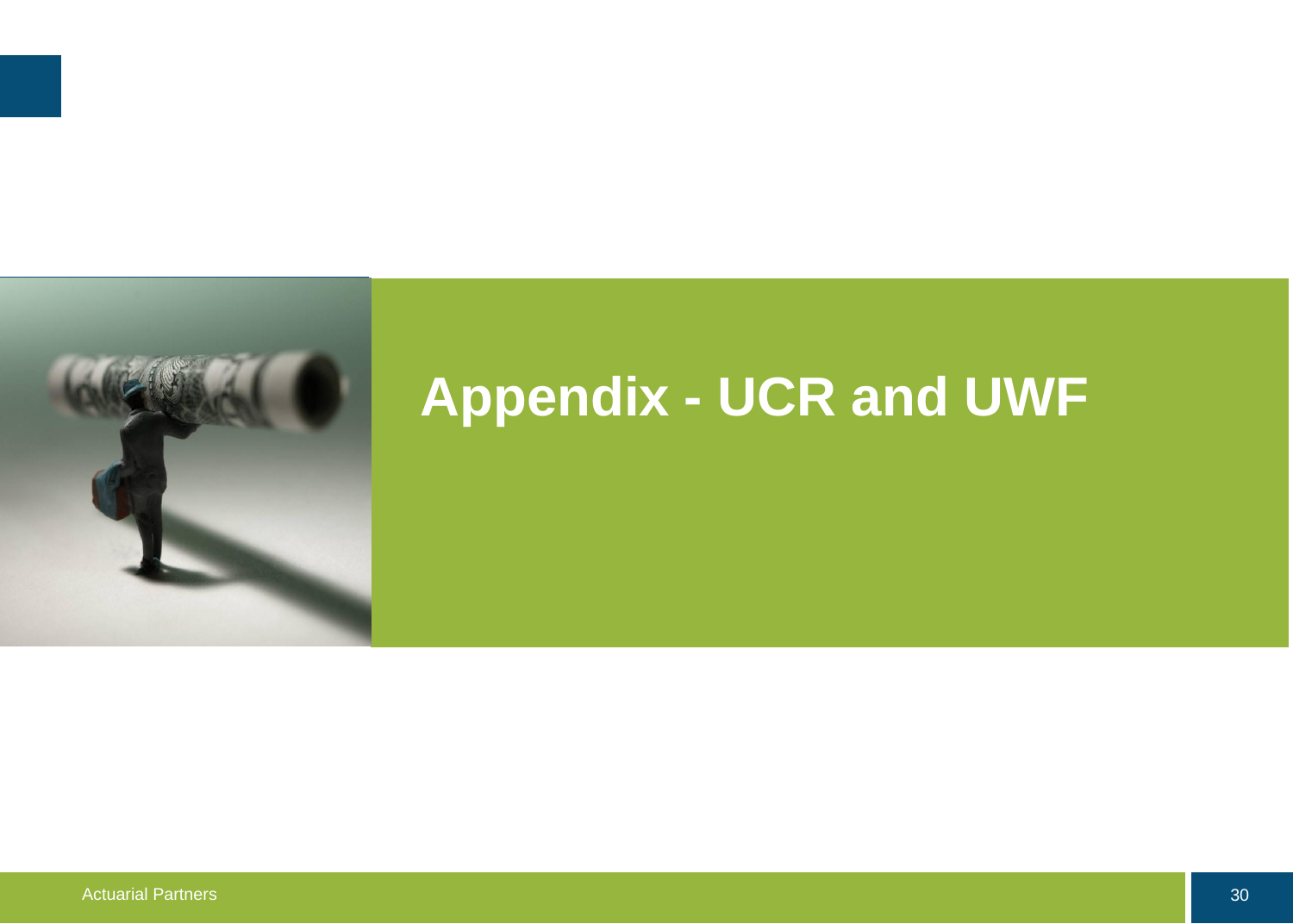# Appendix - UCR and UWF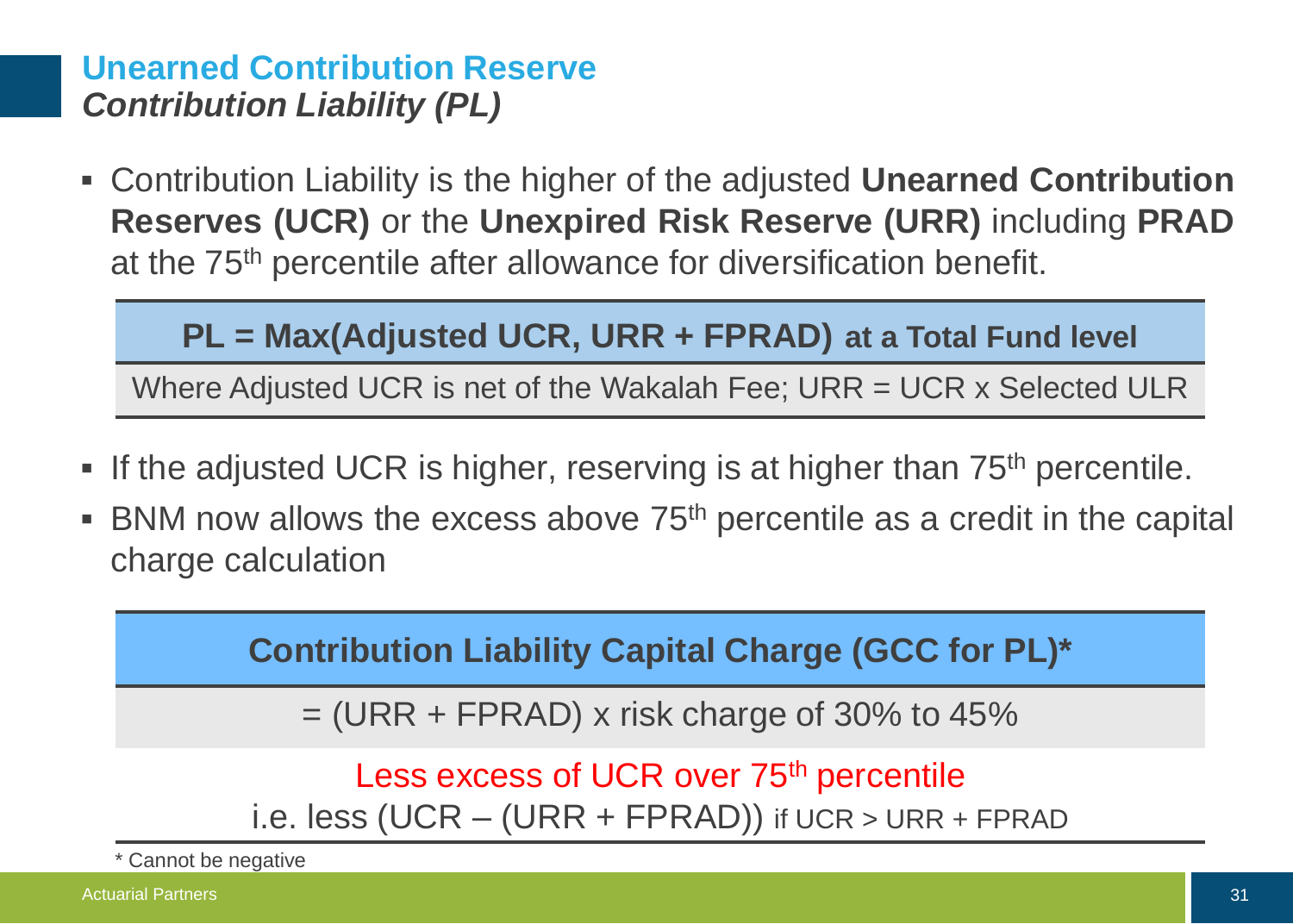## Unearned Contribution Reserve
### *Contribution Liability (PL)*

- Contribution Liability is the higher of the adjusted **Unearned Contribution Reserves (UCR)** or the **Unexpired Risk Reserve (URR)** including **PRAD** at the 75th percentile after allowance for diversification benefit.

| **PL = Max(Adjusted UCR, URR + FPRAD) at a Total Fund level** |
| --- |
| Where Adjusted UCR is net of the Wakalah Fee; URR = UCR x Selected ULR |

- If the adjusted UCR is higher, reserving is at higher than 75th percentile.
- BNM now allows the excess above 75th percentile as a credit in the capital charge calculation

| **Contribution Liability Capital Charge (GCC for PL)*** |
| --- |
| = (URR + FPRAD) x risk charge of 30% to 45% |
| Less excess of UCR over 75th percentile<br>i.e. less (UCR – (URR + FPRAD)) if UCR > URR + FPRAD |

\* Cannot be negative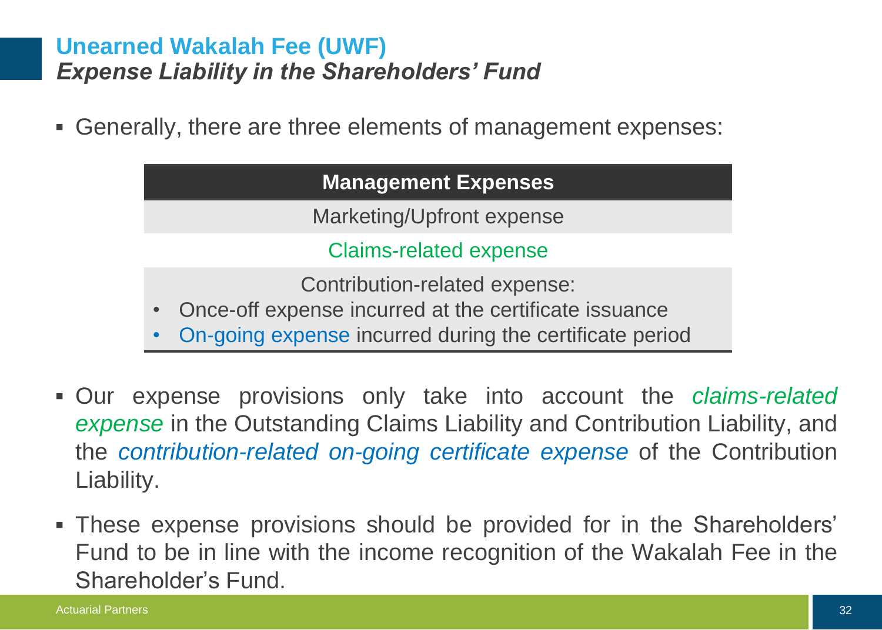## Unearned Wakalah Fee (UWF)
### *Expense Liability in the Shareholders' Fund*

- Generally, there are three elements of management expenses:

| Management Expenses |
|---|
| Marketing/Upfront expense |
| Claims-related expense |
| Contribution-related expense:<br>• Once-off expense incurred at the certificate issuance<br>• On-going expense incurred during the certificate period |

- Our expense provisions only take into account the *claims-related expense* in the Outstanding Claims Liability and Contribution Liability, and the *contribution-related on-going certificate expense* of the Contribution Liability.
- These expense provisions should be provided for in the Shareholders' Fund to be in line with the income recognition of the Wakalah Fee in the Shareholder's Fund.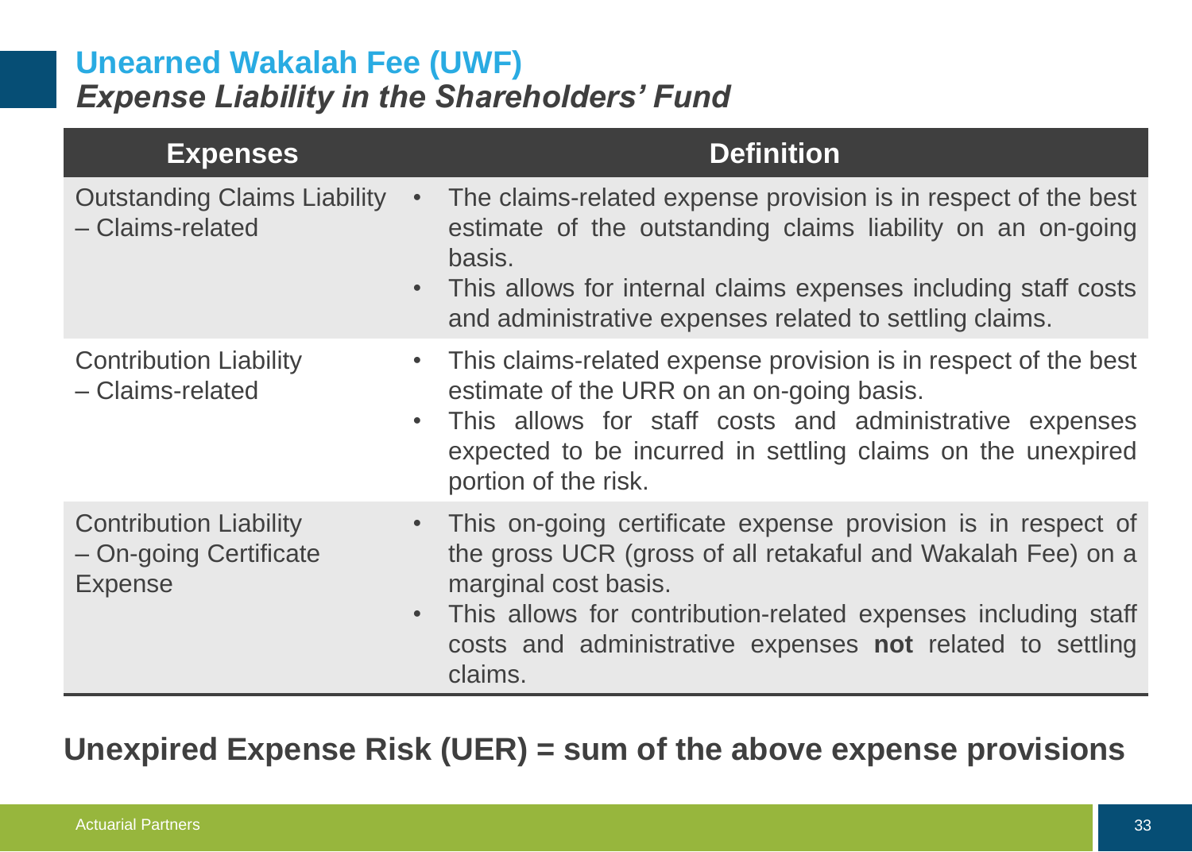# Unearned Wakalah Fee (UWF)
## *Expense Liability in the Shareholders' Fund*

| Expenses | Definition |
| --- | --- |
| Outstanding Claims Liability – Claims-related | • The claims-related expense provision is in respect of the best estimate of the outstanding claims liability on an on-going basis.<br>• This allows for internal claims expenses including staff costs and administrative expenses related to settling claims. |
| Contribution Liability – Claims-related | • This claims-related expense provision is in respect of the best estimate of the URR on an on-going basis.<br>• This allows for staff costs and administrative expenses expected to be incurred in settling claims on the unexpired portion of the risk. |
| Contribution Liability – On-going Certificate Expense | • This on-going certificate expense provision is in respect of the gross UCR (gross of all retakaful and Wakalah Fee) on a marginal cost basis.<br>• This allows for contribution-related expenses including staff costs and administrative expenses **not** related to settling claims. |

**Unexpired Expense Risk (UER) = sum of the above expense provisions**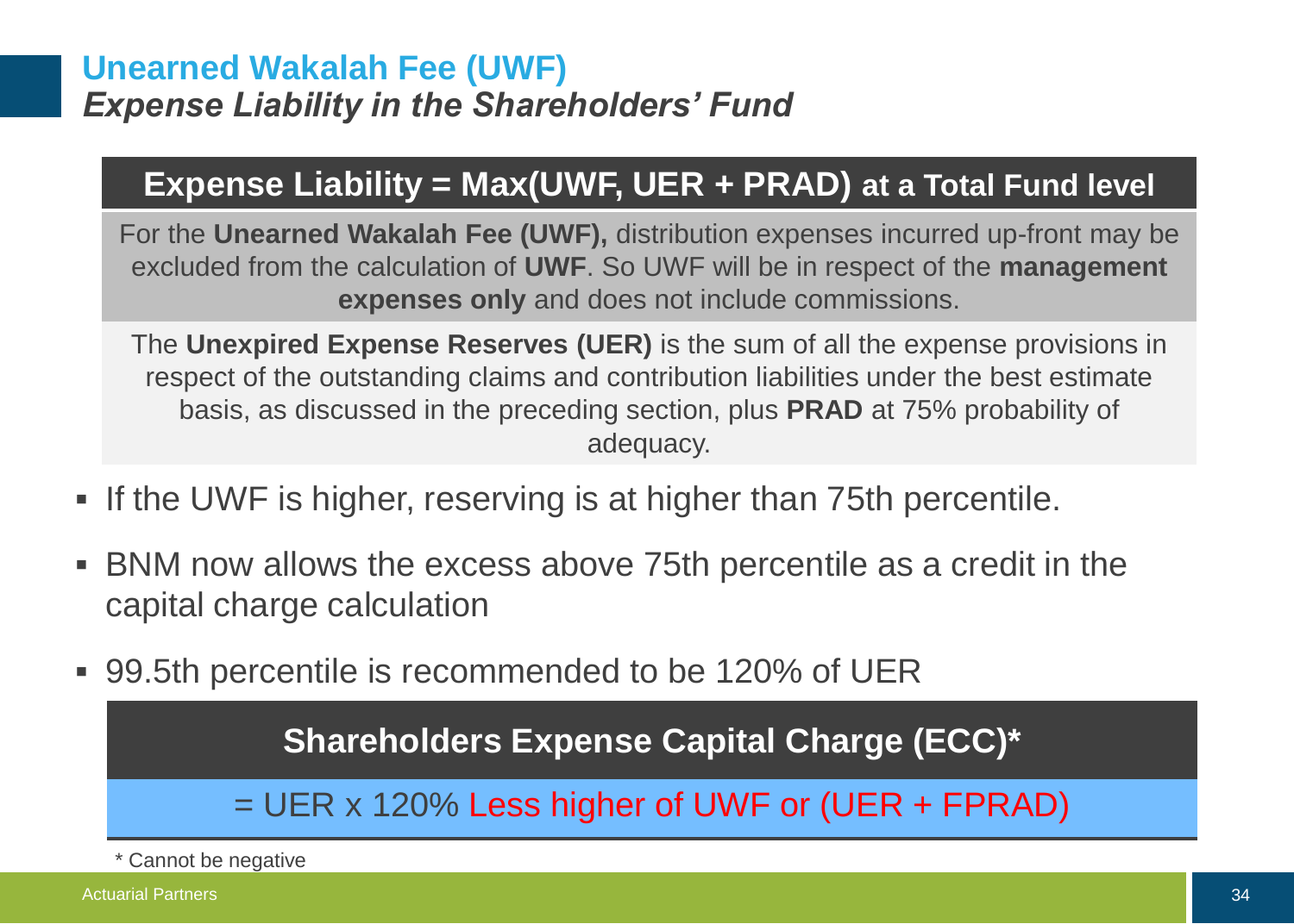# Unearned Wakalah Fee (UWF)

## *Expense Liability in the Shareholders' Fund*

**Expense Liability = Max(UWF, UER + PRAD) at a Total Fund level**

For the **Unearned Wakalah Fee (UWF),** distribution expenses incurred up-front may be excluded from the calculation of **UWF**. So UWF will be in respect of the **management expenses only** and does not include commissions.

The **Unexpired Expense Reserves (UER)** is the sum of all the expense provisions in respect of the outstanding claims and contribution liabilities under the best estimate basis, as discussed in the preceding section, plus **PRAD** at 75% probability of adequacy.

- If the UWF is higher, reserving is at higher than 75th percentile.
- BNM now allows the excess above 75th percentile as a credit in the capital charge calculation
- 99.5th percentile is recommended to be 120% of UER

**Shareholders Expense Capital Charge (ECC)***

= UER x 120% Less higher of UWF or (UER + FPRAD)

\* Cannot be negative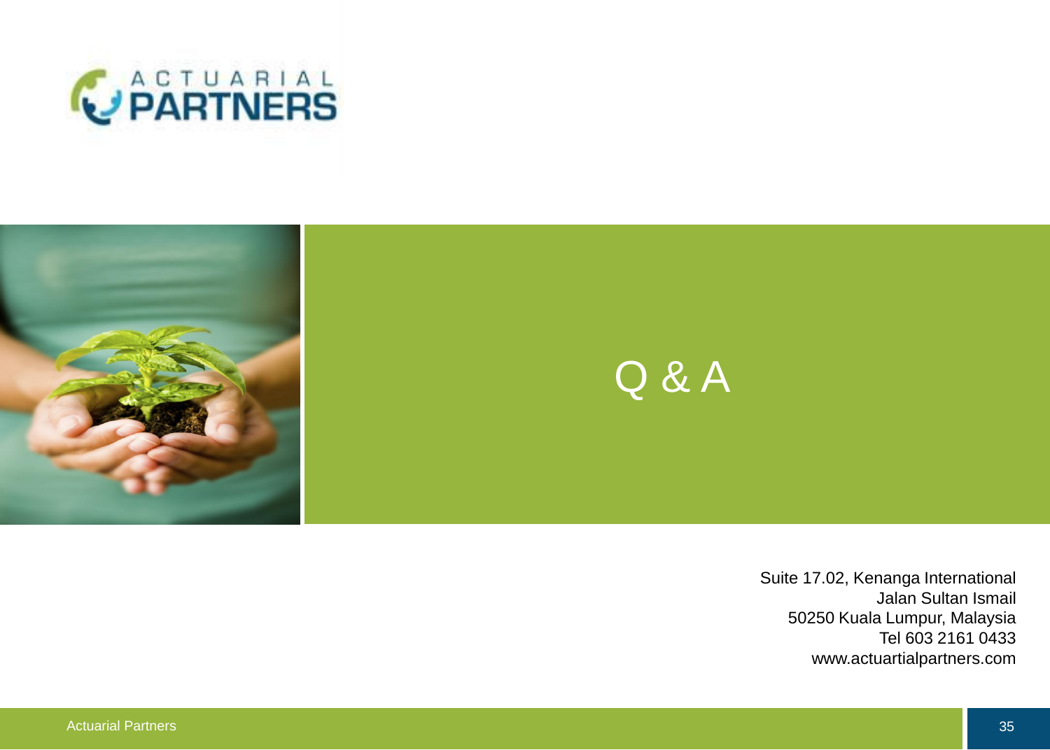# Q & A

Suite 17.02, Kenanga International
Jalan Sultan Ismail
50250 Kuala Lumpur, Malaysia
Tel 603 2161 0433
www.actuartialpartners.com